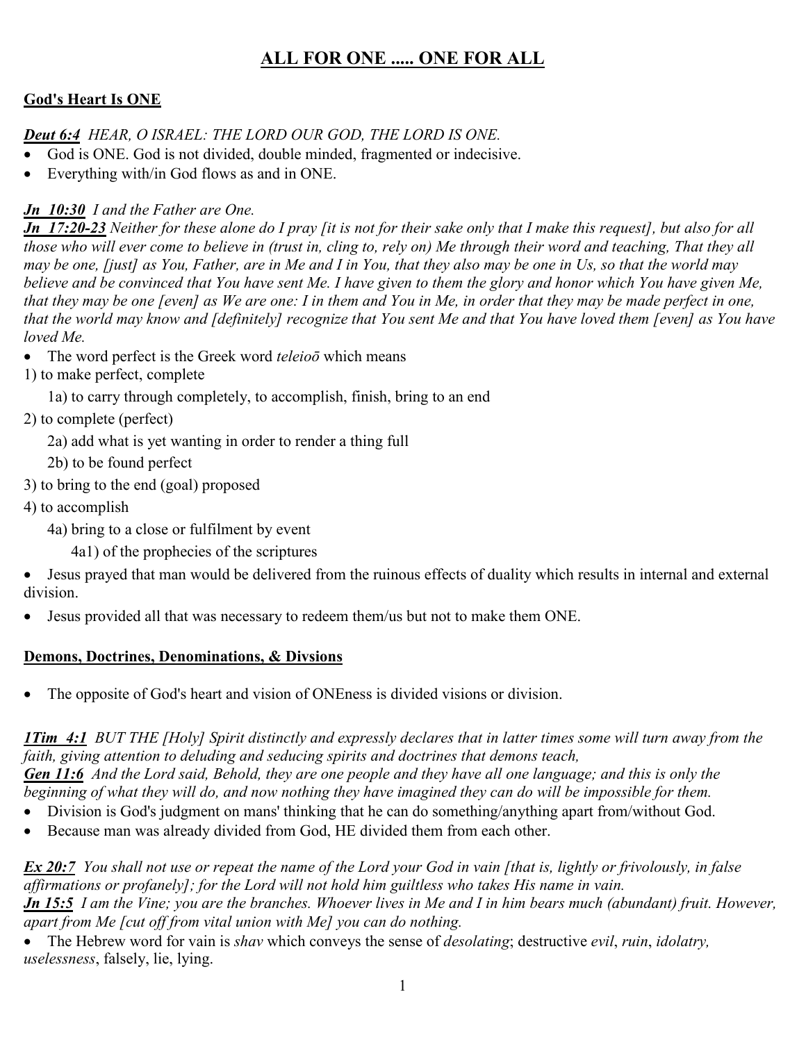# ALL FOR ONE ..... ONE FOR ALL

## God's Heart Is ONE

***Deut 6:4*** *HEAR, O ISRAEL: THE LORD OUR GOD, THE LORD IS ONE.*

- God is ONE. God is not divided, double minded, fragmented or indecisive.
- Everything with/in God flows as and in ONE.

***Jn 10:30*** *I and the Father are One.*

***Jn 17:20-23*** *Neither for these alone do I pray [it is not for their sake only that I make this request], but also for all those who will ever come to believe in (trust in, cling to, rely on) Me through their word and teaching, That they all may be one, [just] as You, Father, are in Me and I in You, that they also may be one in Us, so that the world may believe and be convinced that You have sent Me. I have given to them the glory and honor which You have given Me, that they may be one [even] as We are one: I in them and You in Me, in order that they may be made perfect in one, that the world may know and [definitely] recognize that You sent Me and that You have loved them [even] as You have loved Me.*

- The word perfect is the Greek word *teleioō* which means

1) to make perfect, complete
    1a) to carry through completely, to accomplish, finish, bring to an end
2) to complete (perfect)
    2a) add what is yet wanting in order to render a thing full
    2b) to be found perfect
3) to bring to the end (goal) proposed
4) to accomplish
    4a) bring to a close or fulfilment by event
        4a1) of the prophecies of the scriptures

- Jesus prayed that man would be delivered from the ruinous effects of duality which results in internal and external division.
- Jesus provided all that was necessary to redeem them/us but not to make them ONE.

## Demons, Doctrines, Denominations, & Divsions

- The opposite of God's heart and vision of ONEness is divided visions or division.

***1Tim 4:1*** *BUT THE [Holy] Spirit distinctly and expressly declares that in latter times some will turn away from the faith, giving attention to deluding and seducing spirits and doctrines that demons teach,*

***Gen 11:6*** *And the Lord said, Behold, they are one people and they have all one language; and this is only the beginning of what they will do, and now nothing they have imagined they can do will be impossible for them.*

- Division is God's judgment on mans' thinking that he can do something/anything apart from/without God.
- Because man was already divided from God, HE divided them from each other.

***Ex 20:7*** *You shall not use or repeat the name of the Lord your God in vain [that is, lightly or frivolously, in false affirmations or profanely]; for the Lord will not hold him guiltless who takes His name in vain.*

***Jn 15:5*** *I am the Vine; you are the branches. Whoever lives in Me and I in him bears much (abundant) fruit. However, apart from Me [cut off from vital union with Me] you can do nothing.*

- The Hebrew word for vain is *shav* which conveys the sense of *desolating*; destructive *evil*, *ruin*, *idolatry, uselessness*, falsely, lie, lying.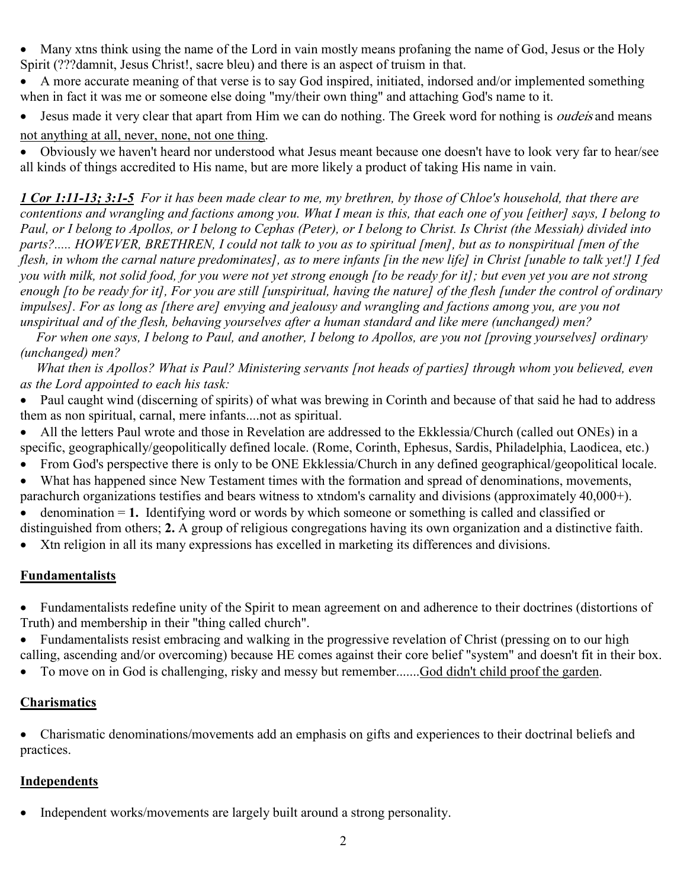- Many xtns think using the name of the Lord in vain mostly means profaning the name of God, Jesus or the Holy Spirit (???damnit, Jesus Christ!, sacre bleu) and there is an aspect of truism in that.
- A more accurate meaning of that verse is to say God inspired, initiated, indorsed and/or implemented something when in fact it was me or someone else doing "my/their own thing" and attaching God's name to it.
- Jesus made it very clear that apart from Him we can do nothing. The Greek word for nothing is *oudeis* and means <u>not anything at all, never, none, not one thing</u>.
- Obviously we haven't heard nor understood what Jesus meant because one doesn't have to look very far to hear/see all kinds of things accredited to His name, but are more likely a product of taking His name in vain.

***<u>1 Cor 1:11-13; 3:1-5</u>*** *For it has been made clear to me, my brethren, by those of Chloe's household, that there are contentions and wrangling and factions among you. What I mean is this, that each one of you [either] says, I belong to Paul, or I belong to Apollos, or I belong to Cephas (Peter), or I belong to Christ. Is Christ (the Messiah) divided into parts?..... HOWEVER, BRETHREN, I could not talk to you as to spiritual [men], but as to nonspiritual [men of the flesh, in whom the carnal nature predominates], as to mere infants [in the new life] in Christ [unable to talk yet!] I fed you with milk, not solid food, for you were not yet strong enough [to be ready for it]; but even yet you are not strong enough [to be ready for it], For you are still [unspiritual, having the nature] of the flesh [under the control of ordinary impulses]. For as long as [there are] envying and jealousy and wrangling and factions among you, are you not unspiritual and of the flesh, behaving yourselves after a human standard and like mere (unchanged) men?*

*For when one says, I belong to Paul, and another, I belong to Apollos, are you not [proving yourselves] ordinary (unchanged) men?*

*What then is Apollos? What is Paul? Ministering servants [not heads of parties] through whom you believed, even as the Lord appointed to each his task:*

- Paul caught wind (discerning of spirits) of what was brewing in Corinth and because of that said he had to address them as non spiritual, carnal, mere infants....not as spiritual.
- All the letters Paul wrote and those in Revelation are addressed to the Ekklessia/Church (called out ONEs) in a specific, geographically/geopolitically defined locale. (Rome, Corinth, Ephesus, Sardis, Philadelphia, Laodicea, etc.)
- From God's perspective there is only to be ONE Ekklessia/Church in any defined geographical/geopolitical locale.
- What has happened since New Testament times with the formation and spread of denominations, movements, parachurch organizations testifies and bears witness to xtndom's carnality and divisions (approximately 40,000+).
- denomination = **1.** Identifying word or words by which someone or something is called and classified or distinguished from others; **2.** A group of religious congregations having its own organization and a distinctive faith.
- Xtn religion in all its many expressions has excelled in marketing its differences and divisions.

## <u>Fundamentalists</u>

- Fundamentalists redefine unity of the Spirit to mean agreement on and adherence to their doctrines (distortions of Truth) and membership in their "thing called church".
- Fundamentalists resist embracing and walking in the progressive revelation of Christ (pressing on to our high calling, ascending and/or overcoming) because HE comes against their core belief "system" and doesn't fit in their box.
- To move on in God is challenging, risky and messy but remember.......<u>God didn't child proof the garden</u>.

## <u>Charismatics</u>

- Charismatic denominations/movements add an emphasis on gifts and experiences to their doctrinal beliefs and practices.

## <u>Independents</u>

- Independent works/movements are largely built around a strong personality.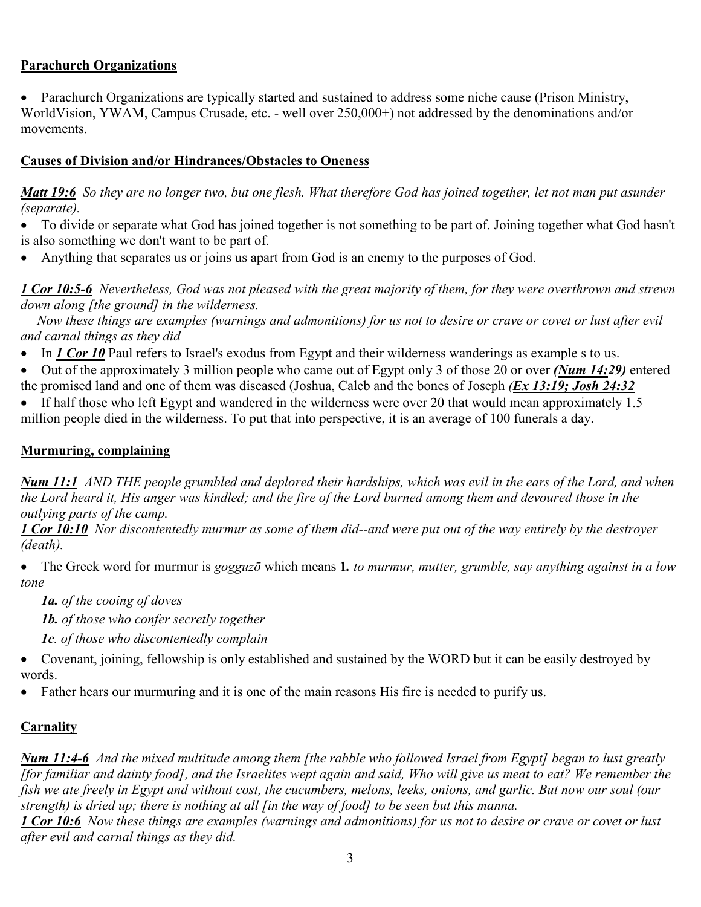**Parachurch Organizations**

- Parachurch Organizations are typically started and sustained to address some niche cause (Prison Ministry, WorldVision, YWAM, Campus Crusade, etc. - well over 250,000+) not addressed by the denominations and/or movements.

**Causes of Division and/or Hindrances/Obstacles to Oneness**

***Matt 19:6*** *So they are no longer two, but one flesh. What therefore God has joined together, let not man put asunder (separate).*

- To divide or separate what God has joined together is not something to be part of. Joining together what God hasn't is also something we don't want to be part of.
- Anything that separates us or joins us apart from God is an enemy to the purposes of God.

***1 Cor 10:5-6*** *Nevertheless, God was not pleased with the great majority of them, for they were overthrown and strewn down along [the ground] in the wilderness.*
*Now these things are examples (warnings and admonitions) for us not to desire or crave or covet or lust after evil and carnal things as they did*

- In ***1 Cor 10*** Paul refers to Israel's exodus from Egypt and their wilderness wanderings as example s to us.
- Out of the approximately 3 million people who came out of Egypt only 3 of those 20 or over ***(Num 14:29)*** entered the promised land and one of them was diseased (Joshua, Caleb and the bones of Joseph ***(Ex 13:19; Josh 24:32***
- If half those who left Egypt and wandered in the wilderness were over 20 that would mean approximately 1.5 million people died in the wilderness. To put that into perspective, it is an average of 100 funerals a day.

**Murmuring, complaining**

***Num 11:1*** *AND THE people grumbled and deplored their hardships, which was evil in the ears of the Lord, and when the Lord heard it, His anger was kindled; and the fire of the Lord burned among them and devoured those in the outlying parts of the camp.*
***1 Cor 10:10*** *Nor discontentedly murmur as some of them did--and were put out of the way entirely by the destroyer (death).*

- The Greek word for murmur is *gogguzō* which means **1.** *to murmur, mutter, grumble, say anything against in a low tone*
  - ***1a.*** *of the cooing of doves*
  - ***1b.*** *of those who confer secretly together*
  - ***1c***. *of those who discontentedly complain*
- Covenant, joining, fellowship is only established and sustained by the WORD but it can be easily destroyed by words.
- Father hears our murmuring and it is one of the main reasons His fire is needed to purify us.

**Carnality**

***Num 11:4-6*** *And the mixed multitude among them [the rabble who followed Israel from Egypt] began to lust greatly [for familiar and dainty food], and the Israelites wept again and said, Who will give us meat to eat? We remember the fish we ate freely in Egypt and without cost, the cucumbers, melons, leeks, onions, and garlic. But now our soul (our strength) is dried up; there is nothing at all [in the way of food] to be seen but this manna.*
***1 Cor 10:6*** *Now these things are examples (warnings and admonitions) for us not to desire or crave or covet or lust after evil and carnal things as they did.*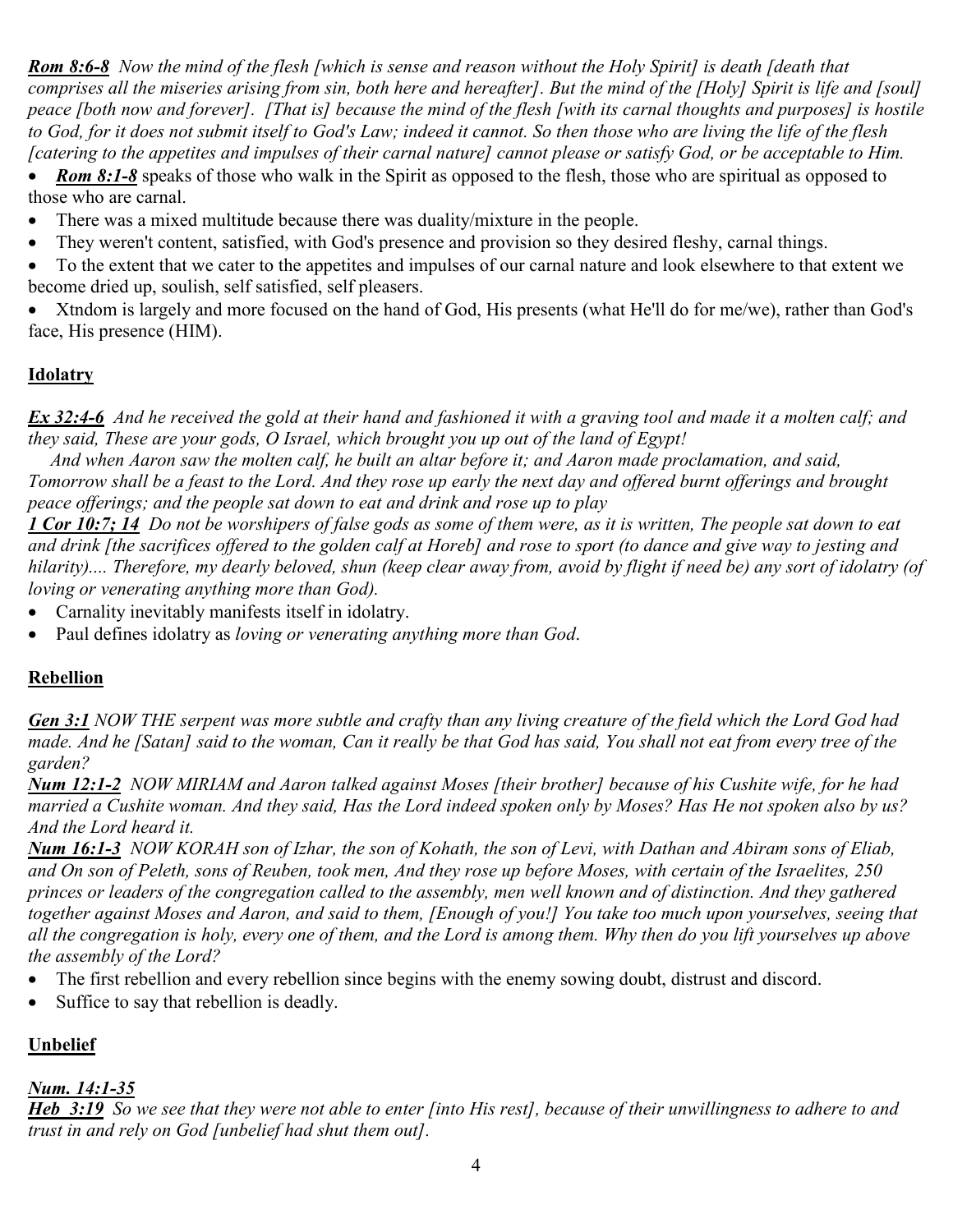***Rom 8:6-8*** *Now the mind of the flesh [which is sense and reason without the Holy Spirit] is death [death that comprises all the miseries arising from sin, both here and hereafter]. But the mind of the [Holy] Spirit is life and [soul] peace [both now and forever]. [That is] because the mind of the flesh [with its carnal thoughts and purposes] is hostile to God, for it does not submit itself to God's Law; indeed it cannot. So then those who are living the life of the flesh [catering to the appetites and impulses of their carnal nature] cannot please or satisfy God, or be acceptable to Him.*

- ***Rom 8:1-8*** speaks of those who walk in the Spirit as opposed to the flesh, those who are spiritual as opposed to those who are carnal.
- There was a mixed multitude because there was duality/mixture in the people.
- They weren't content, satisfied, with God's presence and provision so they desired fleshy, carnal things.
- To the extent that we cater to the appetites and impulses of our carnal nature and look elsewhere to that extent we become dried up, soulish, self satisfied, self pleasers.
- Xtndom is largely and more focused on the hand of God, His presents (what He'll do for me/we), rather than God's face, His presence (HIM).

## Idolatry

***Ex 32:4-6*** *And he received the gold at their hand and fashioned it with a graving tool and made it a molten calf; and they said, These are your gods, O Israel, which brought you up out of the land of Egypt!*
*And when Aaron saw the molten calf, he built an altar before it; and Aaron made proclamation, and said, Tomorrow shall be a feast to the Lord. And they rose up early the next day and offered burnt offerings and brought peace offerings; and the people sat down to eat and drink and rose up to play*
***1 Cor 10:7; 14*** *Do not be worshipers of false gods as some of them were, as it is written, The people sat down to eat and drink [the sacrifices offered to the golden calf at Horeb] and rose to sport (to dance and give way to jesting and hilarity).... Therefore, my dearly beloved, shun (keep clear away from, avoid by flight if need be) any sort of idolatry (of loving or venerating anything more than God).*

- Carnality inevitably manifests itself in idolatry.
- Paul defines idolatry as *loving or venerating anything more than God*.

## Rebellion

***Gen 3:1*** *NOW THE serpent was more subtle and crafty than any living creature of the field which the Lord God had made. And he [Satan] said to the woman, Can it really be that God has said, You shall not eat from every tree of the garden?*
***Num 12:1-2*** *NOW MIRIAM and Aaron talked against Moses [their brother] because of his Cushite wife, for he had married a Cushite woman. And they said, Has the Lord indeed spoken only by Moses? Has He not spoken also by us? And the Lord heard it.*
***Num 16:1-3*** *NOW KORAH son of Izhar, the son of Kohath, the son of Levi, with Dathan and Abiram sons of Eliab, and On son of Peleth, sons of Reuben, took men, And they rose up before Moses, with certain of the Israelites, 250 princes or leaders of the congregation called to the assembly, men well known and of distinction. And they gathered together against Moses and Aaron, and said to them, [Enough of you!] You take too much upon yourselves, seeing that all the congregation is holy, every one of them, and the Lord is among them. Why then do you lift yourselves up above the assembly of the Lord?*

- The first rebellion and every rebellion since begins with the enemy sowing doubt, distrust and discord.
- Suffice to say that rebellion is deadly.

## Unbelief

***Num. 14:1-35***
***Heb 3:19*** *So we see that they were not able to enter [into His rest], because of their unwillingness to adhere to and trust in and rely on God [unbelief had shut them out].*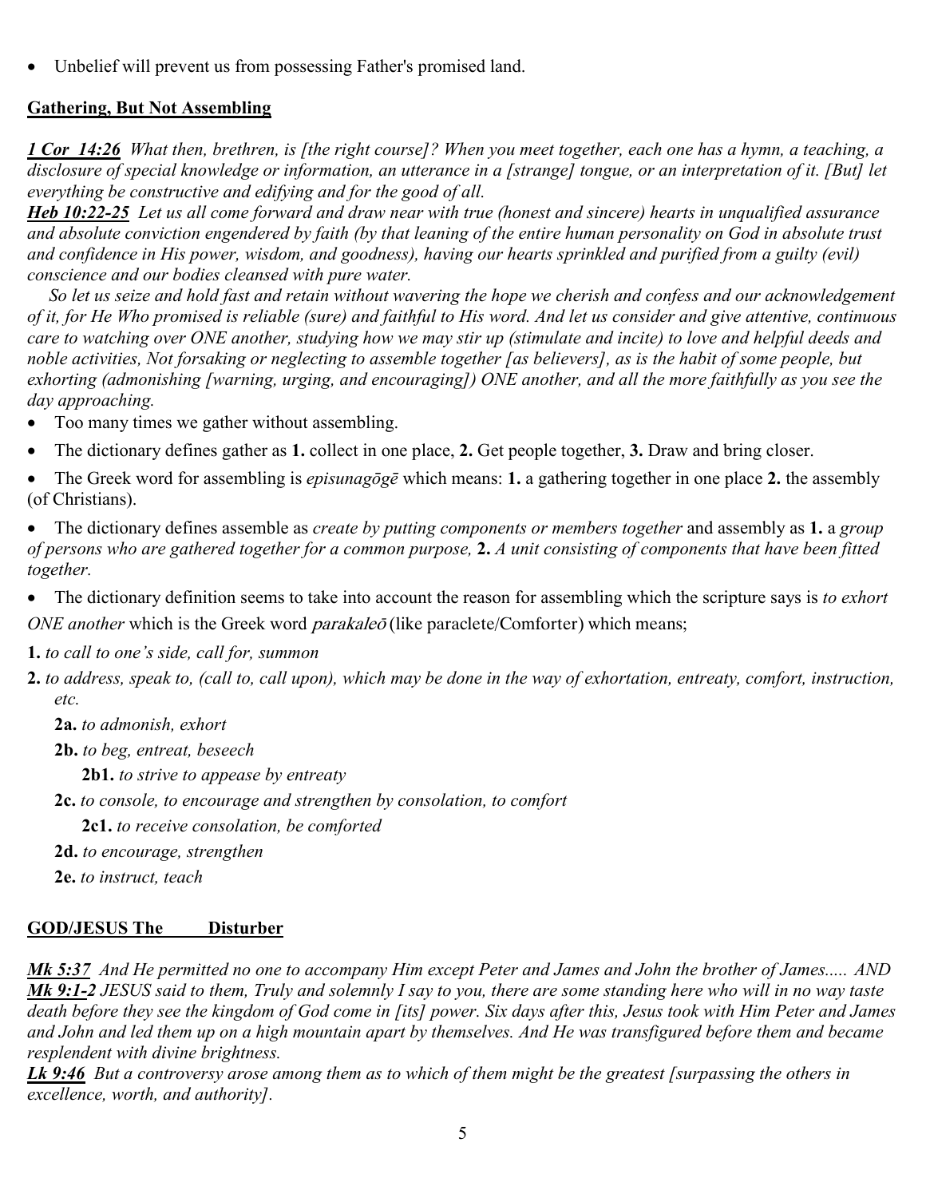- Unbelief will prevent us from possessing Father's promised land.

## **Gathering, But Not Assembling**

***1 Cor 14:26*** *What then, brethren, is [the right course]? When you meet together, each one has a hymn, a teaching, a disclosure of special knowledge or information, an utterance in a [strange] tongue, or an interpretation of it. [But] let everything be constructive and edifying and for the good of all.*

***Heb 10:22-25*** *Let us all come forward and draw near with true (honest and sincere) hearts in unqualified assurance and absolute conviction engendered by faith (by that leaning of the entire human personality on God in absolute trust and confidence in His power, wisdom, and goodness), having our hearts sprinkled and purified from a guilty (evil) conscience and our bodies cleansed with pure water.*

*So let us seize and hold fast and retain without wavering the hope we cherish and confess and our acknowledgement of it, for He Who promised is reliable (sure) and faithful to His word. And let us consider and give attentive, continuous care to watching over ONE another, studying how we may stir up (stimulate and incite) to love and helpful deeds and noble activities, Not forsaking or neglecting to assemble together [as believers], as is the habit of some people, but exhorting (admonishing [warning, urging, and encouraging]) ONE another, and all the more faithfully as you see the day approaching.*

- Too many times we gather without assembling.
- The dictionary defines gather as **1.** collect in one place, **2.** Get people together, **3.** Draw and bring closer.
- The Greek word for assembling is *episunagōgē* which means: **1.** a gathering together in one place **2.** the assembly (of Christians).
- The dictionary defines assemble as *create by putting components or members together* and assembly as **1.** a *group of persons who are gathered together for a common purpose,* **2.** *A unit consisting of components that have been fitted together.*
- The dictionary definition seems to take into account the reason for assembling which the scripture says is *to exhort ONE another* which is the Greek word *parakaleō* (like paraclete/Comforter) which means;

**1.** *to call to one's side, call for, summon*

**2.** *to address, speak to, (call to, call upon), which may be done in the way of exhortation, entreaty, comfort, instruction, etc.*

- **2a.** *to admonish, exhort*
- **2b.** *to beg, entreat, beseech*
  - **2b1.** *to strive to appease by entreaty*
- **2c.** *to console, to encourage and strengthen by consolation, to comfort*
  - **2c1.** *to receive consolation, be comforted*
- **2d.** *to encourage, strengthen*
- **2e.** *to instruct, teach*

## **GOD/JESUS The Disturber**

***Mk 5:37*** *And He permitted no one to accompany Him except Peter and James and John the brother of James..... AND* ***Mk 9:1-2*** *JESUS said to them, Truly and solemnly I say to you, there are some standing here who will in no way taste death before they see the kingdom of God come in [its] power. Six days after this, Jesus took with Him Peter and James and John and led them up on a high mountain apart by themselves. And He was transfigured before them and became resplendent with divine brightness.*

***Lk 9:46*** *But a controversy arose among them as to which of them might be the greatest [surpassing the others in excellence, worth, and authority].*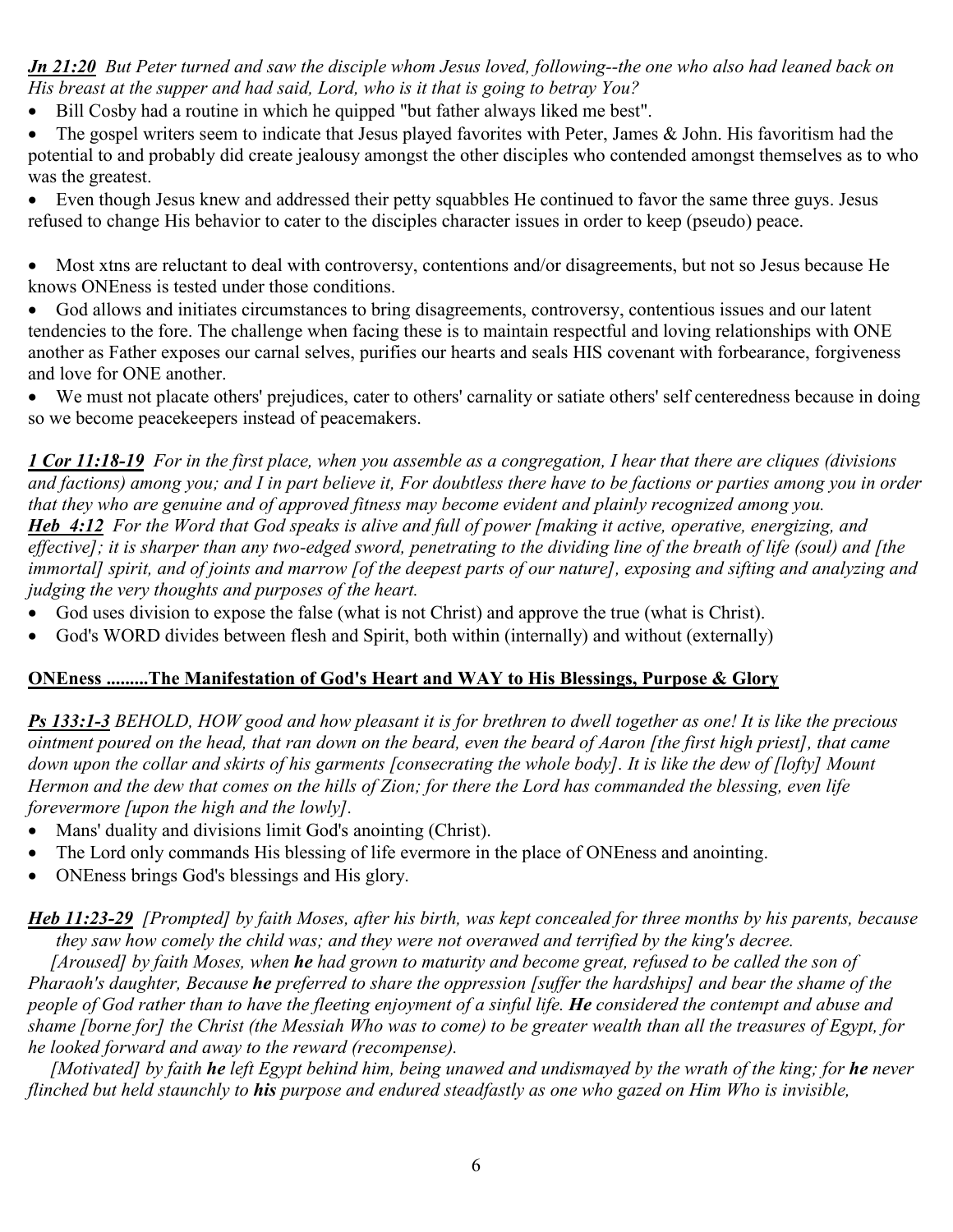***Jn 21:20*** *But Peter turned and saw the disciple whom Jesus loved, following--the one who also had leaned back on His breast at the supper and had said, Lord, who is it that is going to betray You?*

- Bill Cosby had a routine in which he quipped "but father always liked me best".
- The gospel writers seem to indicate that Jesus played favorites with Peter, James & John. His favoritism had the potential to and probably did create jealousy amongst the other disciples who contended amongst themselves as to who was the greatest.
- Even though Jesus knew and addressed their petty squabbles He continued to favor the same three guys. Jesus refused to change His behavior to cater to the disciples character issues in order to keep (pseudo) peace.

- Most xtns are reluctant to deal with controversy, contentions and/or disagreements, but not so Jesus because He knows ONEness is tested under those conditions.
- God allows and initiates circumstances to bring disagreements, controversy, contentious issues and our latent tendencies to the fore. The challenge when facing these is to maintain respectful and loving relationships with ONE another as Father exposes our carnal selves, purifies our hearts and seals HIS covenant with forbearance, forgiveness and love for ONE another.
- We must not placate others' prejudices, cater to others' carnality or satiate others' self centeredness because in doing so we become peacekeepers instead of peacemakers.

***1 Cor 11:18-19*** *For in the first place, when you assemble as a congregation, I hear that there are cliques (divisions and factions) among you; and I in part believe it, For doubtless there have to be factions or parties among you in order that they who are genuine and of approved fitness may become evident and plainly recognized among you.*
***Heb 4:12*** *For the Word that God speaks is alive and full of power [making it active, operative, energizing, and effective]; it is sharper than any two-edged sword, penetrating to the dividing line of the breath of life (soul) and [the immortal] spirit, and of joints and marrow [of the deepest parts of our nature], exposing and sifting and analyzing and judging the very thoughts and purposes of the heart.*

- God uses division to expose the false (what is not Christ) and approve the true (what is Christ).
- God's WORD divides between flesh and Spirit, both within (internally) and without (externally)

**ONEness .........The Manifestation of God's Heart and WAY to His Blessings, Purpose & Glory**

***Ps 133:1-3*** *BEHOLD, HOW good and how pleasant it is for brethren to dwell together as one! It is like the precious ointment poured on the head, that ran down on the beard, even the beard of Aaron [the first high priest], that came down upon the collar and skirts of his garments [consecrating the whole body]. It is like the dew of [lofty] Mount Hermon and the dew that comes on the hills of Zion; for there the Lord has commanded the blessing, even life forevermore [upon the high and the lowly].*

- Mans' duality and divisions limit God's anointing (Christ).
- The Lord only commands His blessing of life evermore in the place of ONEness and anointing.
- ONEness brings God's blessings and His glory.

***Heb 11:23-29*** *[Prompted] by faith Moses, after his birth, was kept concealed for three months by his parents, because they saw how comely the child was; and they were not overawed and terrified by the king's decree.*

*[Aroused] by faith Moses, when **he** had grown to maturity and become great, refused to be called the son of Pharaoh's daughter, Because **he** preferred to share the oppression [suffer the hardships] and bear the shame of the people of God rather than to have the fleeting enjoyment of a sinful life. **He** considered the contempt and abuse and shame [borne for] the Christ (the Messiah Who was to come) to be greater wealth than all the treasures of Egypt, for he looked forward and away to the reward (recompense).*

*[Motivated] by faith **he** left Egypt behind him, being unawed and undismayed by the wrath of the king; for **he** never flinched but held staunchly to **his** purpose and endured steadfastly as one who gazed on Him Who is invisible,*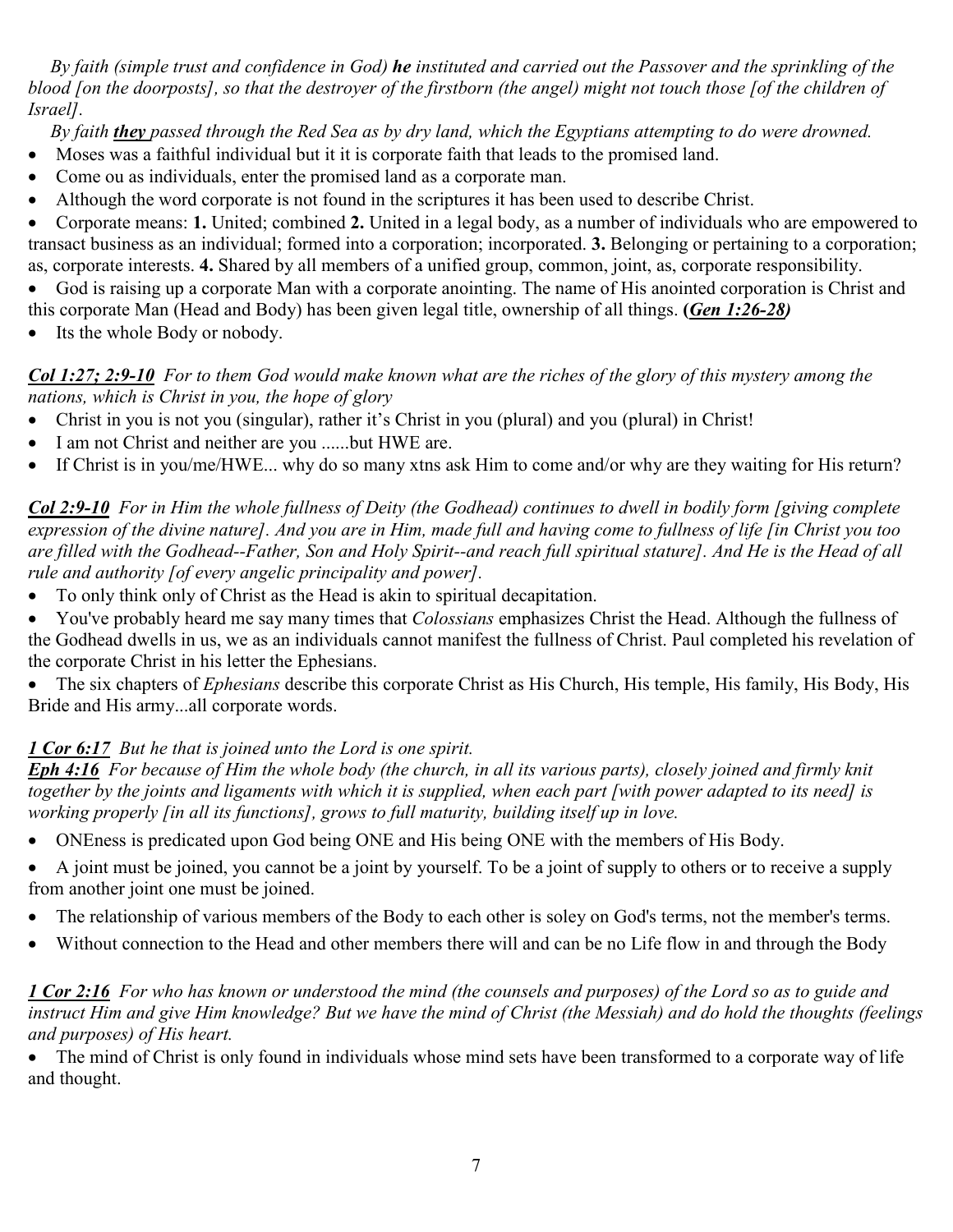*By faith (simple trust and confidence in God)* ***he*** *instituted and carried out the Passover and the sprinkling of the blood [on the doorposts], so that the destroyer of the firstborn (the angel) might not touch those [of the children of Israel].*

*By faith* ***they*** *passed through the Red Sea as by dry land, which the Egyptians attempting to do were drowned.*

- Moses was a faithful individual but it it is corporate faith that leads to the promised land.
- Come ou as individuals, enter the promised land as a corporate man.
- Although the word corporate is not found in the scriptures it has been used to describe Christ.
- Corporate means: **1.** United; combined **2.** United in a legal body, as a number of individuals who are empowered to transact business as an individual; formed into a corporation; incorporated. **3.** Belonging or pertaining to a corporation; as, corporate interests. **4.** Shared by all members of a unified group, common, joint, as, corporate responsibility.
- God is raising up a corporate Man with a corporate anointing. The name of His anointed corporation is Christ and this corporate Man (Head and Body) has been given legal title, ownership of all things. **(*Gen 1:26-28*)**
- Its the whole Body or nobody.

***Col 1:27; 2:9-10*** *For to them God would make known what are the riches of the glory of this mystery among the nations, which is Christ in you, the hope of glory*

- Christ in you is not you (singular), rather it's Christ in you (plural) and you (plural) in Christ!
- I am not Christ and neither are you ......but HWE are.
- If Christ is in you/me/HWE... why do so many xtns ask Him to come and/or why are they waiting for His return?

***Col 2:9-10*** *For in Him the whole fullness of Deity (the Godhead) continues to dwell in bodily form [giving complete expression of the divine nature]. And you are in Him, made full and having come to fullness of life [in Christ you too are filled with the Godhead--Father, Son and Holy Spirit--and reach full spiritual stature]. And He is the Head of all rule and authority [of every angelic principality and power].*

- To only think only of Christ as the Head is akin to spiritual decapitation.
- You've probably heard me say many times that *Colossians* emphasizes Christ the Head. Although the fullness of the Godhead dwells in us, we as an individuals cannot manifest the fullness of Christ. Paul completed his revelation of the corporate Christ in his letter the Ephesians.
- The six chapters of *Ephesians* describe this corporate Christ as His Church, His temple, His family, His Body, His Bride and His army...all corporate words.

***1 Cor 6:17*** *But he that is joined unto the Lord is one spirit.*
***Eph 4:16*** *For because of Him the whole body (the church, in all its various parts), closely joined and firmly knit together by the joints and ligaments with which it is supplied, when each part [with power adapted to its need] is working properly [in all its functions], grows to full maturity, building itself up in love.*

- ONEness is predicated upon God being ONE and His being ONE with the members of His Body.
- A joint must be joined, you cannot be a joint by yourself. To be a joint of supply to others or to receive a supply from another joint one must be joined.
- The relationship of various members of the Body to each other is soley on God's terms, not the member's terms.
- Without connection to the Head and other members there will and can be no Life flow in and through the Body

***1 Cor 2:16*** *For who has known or understood the mind (the counsels and purposes) of the Lord so as to guide and instruct Him and give Him knowledge? But we have the mind of Christ (the Messiah) and do hold the thoughts (feelings and purposes) of His heart.*

- The mind of Christ is only found in individuals whose mind sets have been transformed to a corporate way of life and thought.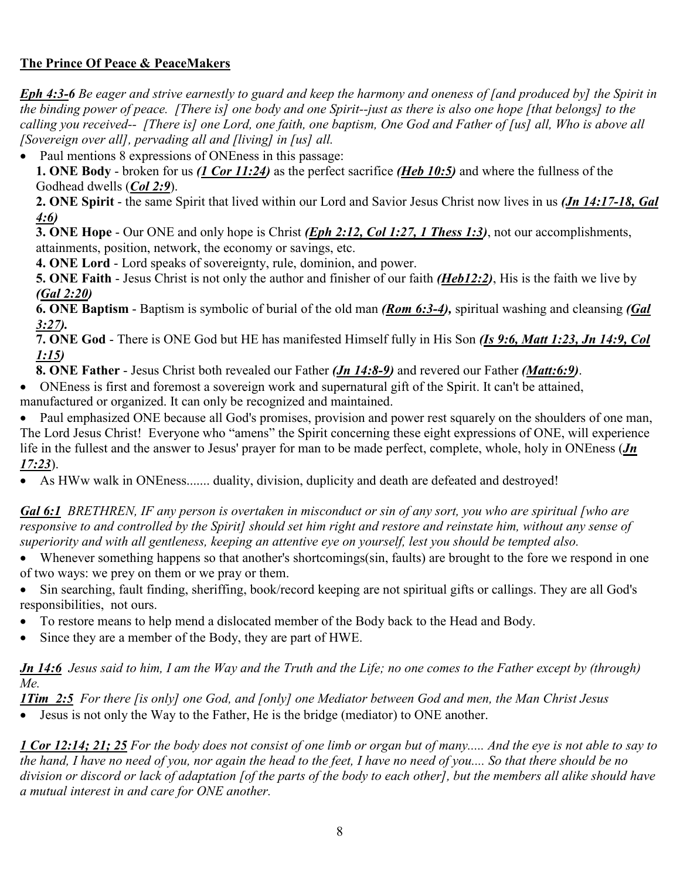**The Prince Of Peace & PeaceMakers**

***Eph 4:3-6*** *Be eager and strive earnestly to guard and keep the harmony and oneness of [and produced by] the Spirit in the binding power of peace. [There is] one body and one Spirit--just as there is also one hope [that belongs] to the calling you received-- [There is] one Lord, one faith, one baptism, One God and Father of [us] all, Who is above all [Sovereign over all], pervading all and [living] in [us] all.*

- Paul mentions 8 expressions of ONEness in this passage:

  **1. ONE Body** - broken for us ***(1 Cor 11:24)*** as the perfect sacrifice ***(Heb 10:5)*** and where the fullness of the Godhead dwells (***Col 2:9***).

  **2. ONE Spirit** - the same Spirit that lived within our Lord and Savior Jesus Christ now lives in us ***(Jn 14:17-18, Gal 4:6)***

  **3. ONE Hope** - Our ONE and only hope is Christ ***(Eph 2:12, Col 1:27, 1 Thess 1:3)***, not our accomplishments, attainments, position, network, the economy or savings, etc.

  **4. ONE Lord** - Lord speaks of sovereignty, rule, dominion, and power.

  **5. ONE Faith** - Jesus Christ is not only the author and finisher of our faith ***(Heb12:2)***, His is the faith we live by ***(Gal 2:20)***

  **6. ONE Baptism** - Baptism is symbolic of burial of the old man ***(Rom 6:3-4),*** spiritual washing and cleansing ***(Gal 3:27).***

  **7. ONE God** - There is ONE God but HE has manifested Himself fully in His Son ***(Is 9:6, Matt 1:23, Jn 14:9, Col 1:15)***

  **8. ONE Father** - Jesus Christ both revealed our Father ***(Jn 14:8-9)*** and revered our Father ***(Matt:6:9)***.

- ONEness is first and foremost a sovereign work and supernatural gift of the Spirit. It can't be attained, manufactured or organized. It can only be recognized and maintained.
- Paul emphasized ONE because all God's promises, provision and power rest squarely on the shoulders of one man, The Lord Jesus Christ! Everyone who "amens" the Spirit concerning these eight expressions of ONE, will experience life in the fullest and the answer to Jesus' prayer for man to be made perfect, complete, whole, holy in ONEness (***Jn 17:23***).
- As HWw walk in ONEness....... duality, division, duplicity and death are defeated and destroyed!

***Gal 6:1*** *BRETHREN, IF any person is overtaken in misconduct or sin of any sort, you who are spiritual [who are responsive to and controlled by the Spirit] should set him right and restore and reinstate him, without any sense of superiority and with all gentleness, keeping an attentive eye on yourself, lest you should be tempted also.*

- Whenever something happens so that another's shortcomings(sin, faults) are brought to the fore we respond in one of two ways: we prey on them or we pray or them.
- Sin searching, fault finding, sheriffing, book/record keeping are not spiritual gifts or callings. They are all God's responsibilities, not ours.
- To restore means to help mend a dislocated member of the Body back to the Head and Body.
- Since they are a member of the Body, they are part of HWE.

***Jn 14:6*** *Jesus said to him, I am the Way and the Truth and the Life; no one comes to the Father except by (through) Me.*

***1Tim 2:5*** *For there [is only] one God, and [only] one Mediator between God and men, the Man Christ Jesus*

- Jesus is not only the Way to the Father, He is the bridge (mediator) to ONE another.

***1 Cor 12:14; 21; 25*** *For the body does not consist of one limb or organ but of many..... And the eye is not able to say to the hand, I have no need of you, nor again the head to the feet, I have no need of you.... So that there should be no division or discord or lack of adaptation [of the parts of the body to each other], but the members all alike should have a mutual interest in and care for ONE another.*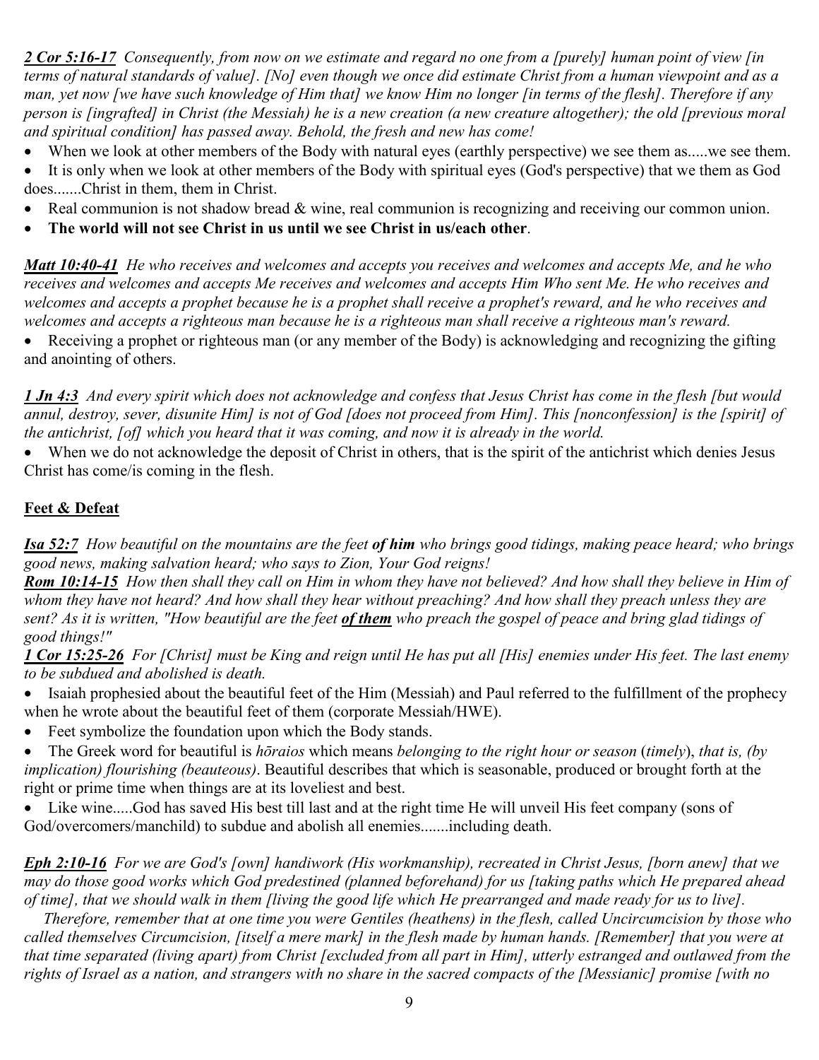***2 Cor 5:16-17*** *Consequently, from now on we estimate and regard no one from a [purely] human point of view [in terms of natural standards of value]. [No] even though we once did estimate Christ from a human viewpoint and as a man, yet now [we have such knowledge of Him that] we know Him no longer [in terms of the flesh]. Therefore if any person is [ingrafted] in Christ (the Messiah) he is a new creation (a new creature altogether); the old [previous moral and spiritual condition] has passed away. Behold, the fresh and new has come!*

- When we look at other members of the Body with natural eyes (earthly perspective) we see them as.....we see them.
- It is only when we look at other members of the Body with spiritual eyes (God's perspective) that we them as God does.......Christ in them, them in Christ.
- Real communion is not shadow bread & wine, real communion is recognizing and receiving our common union.
- **The world will not see Christ in us until we see Christ in us/each other**.

***Matt 10:40-41*** *He who receives and welcomes and accepts you receives and welcomes and accepts Me, and he who receives and welcomes and accepts Me receives and welcomes and accepts Him Who sent Me. He who receives and welcomes and accepts a prophet because he is a prophet shall receive a prophet's reward, and he who receives and welcomes and accepts a righteous man because he is a righteous man shall receive a righteous man's reward.*

- Receiving a prophet or righteous man (or any member of the Body) is acknowledging and recognizing the gifting and anointing of others.

***1 Jn 4:3*** *And every spirit which does not acknowledge and confess that Jesus Christ has come in the flesh [but would annul, destroy, sever, disunite Him] is not of God [does not proceed from Him]. This [nonconfession] is the [spirit] of the antichrist, [of] which you heard that it was coming, and now it is already in the world.*

- When we do not acknowledge the deposit of Christ in others, that is the spirit of the antichrist which denies Jesus Christ has come/is coming in the flesh.

**Feet & Defeat**

***Isa 52:7*** *How beautiful on the mountains are the feet* ***of him*** *who brings good tidings, making peace heard; who brings good news, making salvation heard; who says to Zion, Your God reigns!*
***Rom 10:14-15*** *How then shall they call on Him in whom they have not believed? And how shall they believe in Him of whom they have not heard? And how shall they hear without preaching? And how shall they preach unless they are sent? As it is written, "How beautiful are the feet* ***of them*** *who preach the gospel of peace and bring glad tidings of good things!"*
***1 Cor 15:25-26*** *For [Christ] must be King and reign until He has put all [His] enemies under His feet. The last enemy to be subdued and abolished is death.*

- Isaiah prophesied about the beautiful feet of the Him (Messiah) and Paul referred to the fulfillment of the prophecy when he wrote about the beautiful feet of them (corporate Messiah/HWE).
- Feet symbolize the foundation upon which the Body stands.
- The Greek word for beautiful is *hōraios* which means *belonging to the right hour or season* (*timely*), *that is, (by implication) flourishing (beauteous)*. Beautiful describes that which is seasonable, produced or brought forth at the right or prime time when things are at its loveliest and best.
- Like wine.....God has saved His best till last and at the right time He will unveil His feet company (sons of God/overcomers/manchild) to subdue and abolish all enemies.......including death.

***Eph 2:10-16*** *For we are God's [own] handiwork (His workmanship), recreated in Christ Jesus, [born anew] that we may do those good works which God predestined (planned beforehand) for us [taking paths which He prepared ahead of time], that we should walk in them [living the good life which He prearranged and made ready for us to live].*
*Therefore, remember that at one time you were Gentiles (heathens) in the flesh, called Uncircumcision by those who called themselves Circumcision, [itself a mere mark] in the flesh made by human hands. [Remember] that you were at that time separated (living apart) from Christ [excluded from all part in Him], utterly estranged and outlawed from the rights of Israel as a nation, and strangers with no share in the sacred compacts of the [Messianic] promise [with no*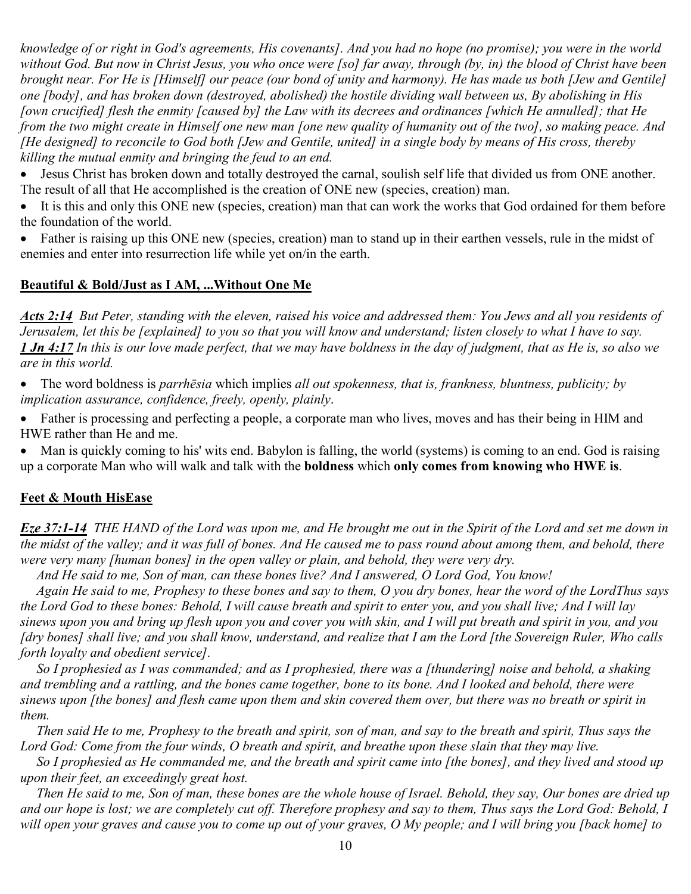*knowledge of or right in God's agreements, His covenants]. And you had no hope (no promise); you were in the world without God. But now in Christ Jesus, you who once were [so] far away, through (by, in) the blood of Christ have been brought near. For He is [Himself] our peace (our bond of unity and harmony). He has made us both [Jew and Gentile] one [body], and has broken down (destroyed, abolished) the hostile dividing wall between us, By abolishing in His [own crucified] flesh the enmity [caused by] the Law with its decrees and ordinances [which He annulled]; that He from the two might create in Himself one new man [one new quality of humanity out of the two], so making peace. And [He designed] to reconcile to God both [Jew and Gentile, united] in a single body by means of His cross, thereby killing the mutual enmity and bringing the feud to an end.*

- Jesus Christ has broken down and totally destroyed the carnal, soulish self life that divided us from ONE another. The result of all that He accomplished is the creation of ONE new (species, creation) man.
- It is this and only this ONE new (species, creation) man that can work the works that God ordained for them before the foundation of the world.
- Father is raising up this ONE new (species, creation) man to stand up in their earthen vessels, rule in the midst of enemies and enter into resurrection life while yet on/in the earth.

**Beautiful & Bold/Just as I AM, ...Without One Me**

***Acts 2:14*** *But Peter, standing with the eleven, raised his voice and addressed them: You Jews and all you residents of Jerusalem, let this be [explained] to you so that you will know and understand; listen closely to what I have to say.*
***1 Jn 4:17*** *In this is our love made perfect, that we may have boldness in the day of judgment, that as He is, so also we are in this world.*

- The word boldness is *parrhēsia* which implies *all out spokenness, that is, frankness, bluntness, publicity; by implication assurance, confidence, freely, openly, plainly*.
- Father is processing and perfecting a people, a corporate man who lives, moves and has their being in HIM and HWE rather than He and me.
- Man is quickly coming to his' wits end. Babylon is falling, the world (systems) is coming to an end. God is raising up a corporate Man who will walk and talk with the **boldness** which **only comes from knowing who HWE is**.

**Feet & Mouth HisEase**

***Eze 37:1-14*** *THE HAND of the Lord was upon me, and He brought me out in the Spirit of the Lord and set me down in the midst of the valley; and it was full of bones. And He caused me to pass round about among them, and behold, there were very many [human bones] in the open valley or plain, and behold, they were very dry.*

*And He said to me, Son of man, can these bones live? And I answered, O Lord God, You know!*

*Again He said to me, Prophesy to these bones and say to them, O you dry bones, hear the word of the LordThus says the Lord God to these bones: Behold, I will cause breath and spirit to enter you, and you shall live; And I will lay sinews upon you and bring up flesh upon you and cover you with skin, and I will put breath and spirit in you, and you [dry bones] shall live; and you shall know, understand, and realize that I am the Lord [the Sovereign Ruler, Who calls forth loyalty and obedient service].*

*So I prophesied as I was commanded; and as I prophesied, there was a [thundering] noise and behold, a shaking and trembling and a rattling, and the bones came together, bone to its bone. And I looked and behold, there were sinews upon [the bones] and flesh came upon them and skin covered them over, but there was no breath or spirit in them.*

*Then said He to me, Prophesy to the breath and spirit, son of man, and say to the breath and spirit, Thus says the Lord God: Come from the four winds, O breath and spirit, and breathe upon these slain that they may live.*

*So I prophesied as He commanded me, and the breath and spirit came into [the bones], and they lived and stood up upon their feet, an exceedingly great host.*

*Then He said to me, Son of man, these bones are the whole house of Israel. Behold, they say, Our bones are dried up and our hope is lost; we are completely cut off. Therefore prophesy and say to them, Thus says the Lord God: Behold, I will open your graves and cause you to come up out of your graves, O My people; and I will bring you [back home] to*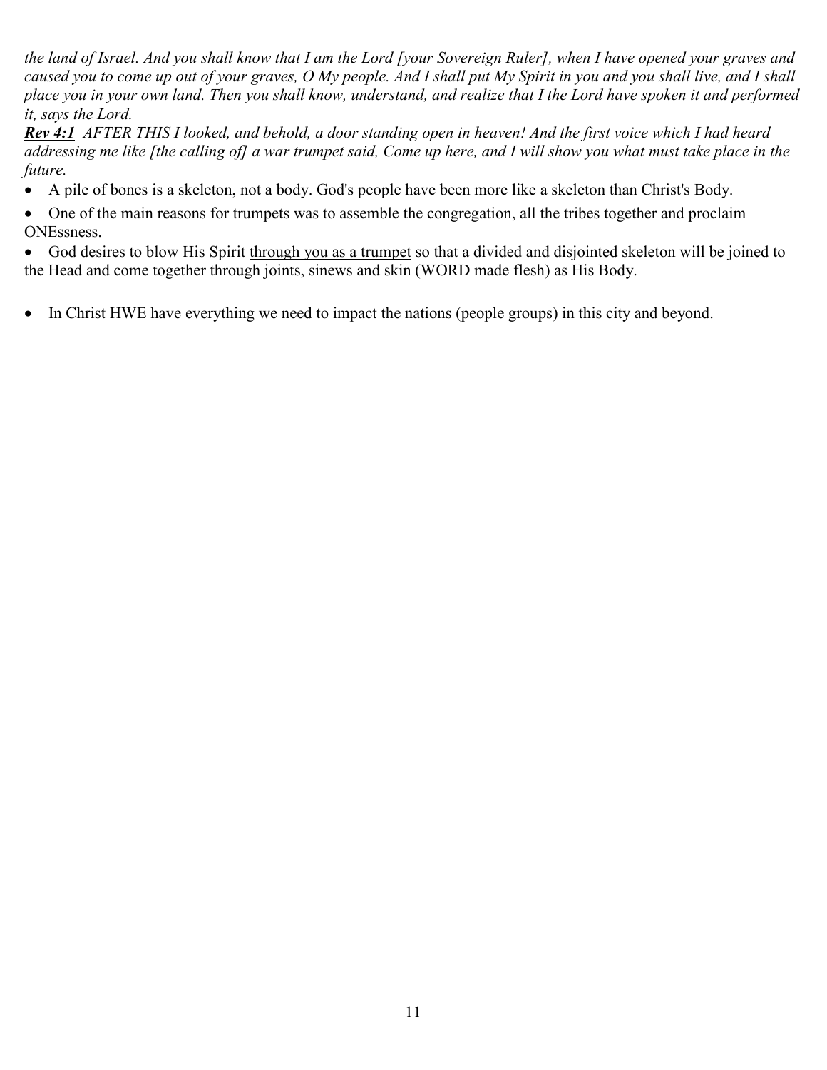*the land of Israel. And you shall know that I am the Lord [your Sovereign Ruler], when I have opened your graves and caused you to come up out of your graves, O My people. And I shall put My Spirit in you and you shall live, and I shall place you in your own land. Then you shall know, understand, and realize that I the Lord have spoken it and performed it, says the Lord.*

***Rev 4:1*** *AFTER THIS I looked, and behold, a door standing open in heaven! And the first voice which I had heard addressing me like [the calling of] a war trumpet said, Come up here, and I will show you what must take place in the future.*

- A pile of bones is a skeleton, not a body. God's people have been more like a skeleton than Christ's Body.
- One of the main reasons for trumpets was to assemble the congregation, all the tribes together and proclaim ONEssness.
- God desires to blow His Spirit <u>through you as a trumpet</u> so that a divided and disjointed skeleton will be joined to the Head and come together through joints, sinews and skin (WORD made flesh) as His Body.

- In Christ HWE have everything we need to impact the nations (people groups) in this city and beyond.